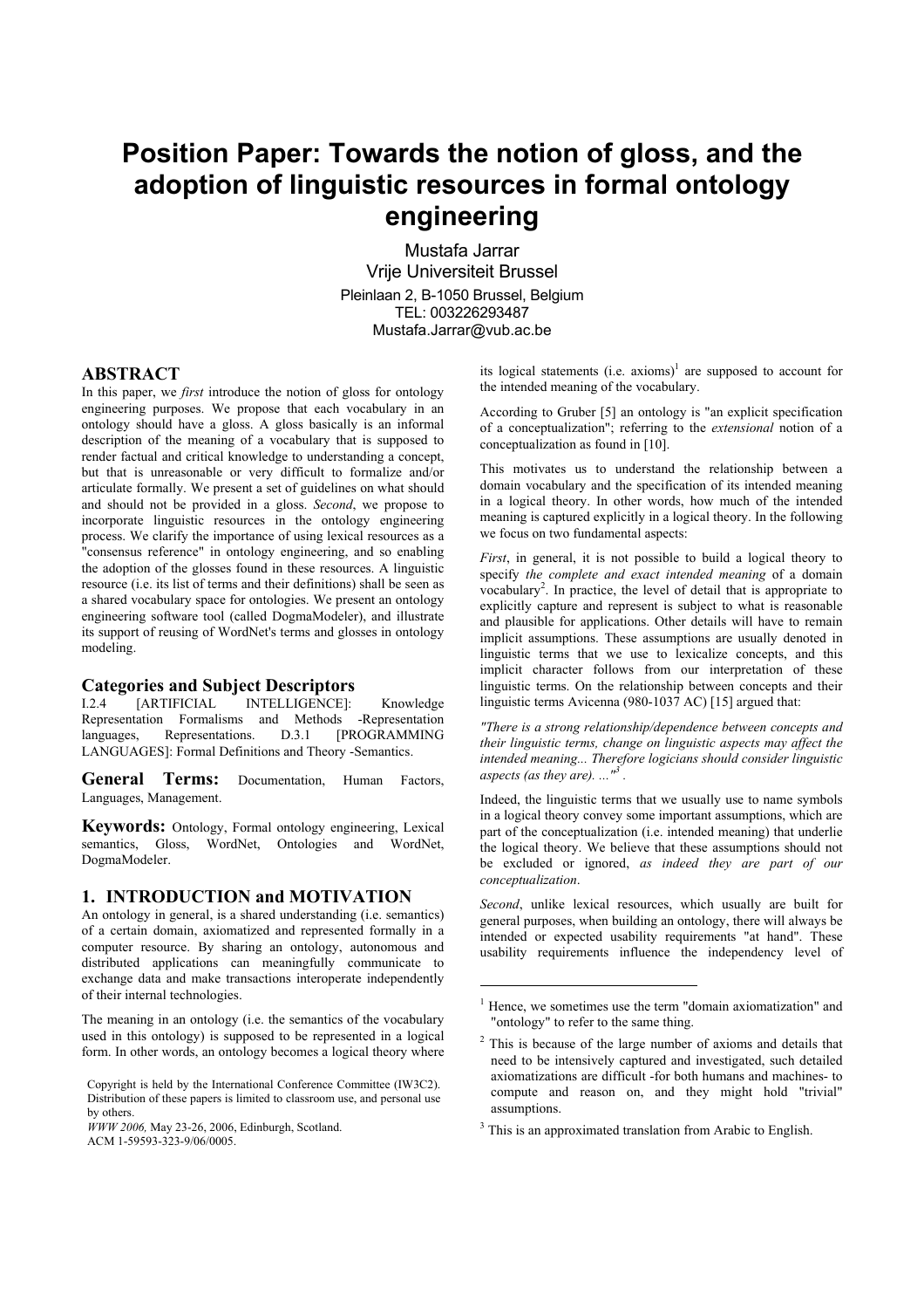# Position Paper: Towards the notion of gloss, and the adoption of linguistic resources in formal ontology engineering

Mustafa Jarrar
Vrije Universiteit Brussel
Pleinlaan 2, B-1050 Brussel, Belgium
TEL: 003226293487
Mustafa.Jarrar@vub.ac.be

## ABSTRACT

In this paper, we *first* introduce the notion of gloss for ontology engineering purposes. We propose that each vocabulary in an ontology should have a gloss. A gloss basically is an informal description of the meaning of a vocabulary that is supposed to render factual and critical knowledge to understanding a concept, but that is unreasonable or very difficult to formalize and/or articulate formally. We present a set of guidelines on what should and should not be provided in a gloss. *Second*, we propose to incorporate linguistic resources in the ontology engineering process. We clarify the importance of using lexical resources as a "consensus reference" in ontology engineering, and so enabling the adoption of the glosses found in these resources. A linguistic resource (i.e. its list of terms and their definitions) shall be seen as a shared vocabulary space for ontologies. We present an ontology engineering software tool (called DogmaModeler), and illustrate its support of reusing of WordNet's terms and glosses in ontology modeling.

### Categories and Subject Descriptors

I.2.4 [ARTIFICIAL INTELLIGENCE]: Knowledge Representation Formalisms and Methods -Representation languages, Representations. D.3.1 [PROGRAMMING LANGUAGES]: Formal Definitions and Theory -Semantics.

### General Terms:

Documentation, Human Factors, Languages, Management.

### Keywords:

Ontology, Formal ontology engineering, Lexical semantics, Gloss, WordNet, Ontologies and WordNet, DogmaModeler.

## 1. INTRODUCTION and MOTIVATION

An ontology in general, is a shared understanding (i.e. semantics) of a certain domain, axiomatized and represented formally in a computer resource. By sharing an ontology, autonomous and distributed applications can meaningfully communicate to exchange data and make transactions interoperate independently of their internal technologies.

The meaning in an ontology (i.e. the semantics of the vocabulary used in this ontology) is supposed to be represented in a logical form. In other words, an ontology becomes a logical theory where its logical statements (i.e. axioms)[1] are supposed to account for the intended meaning of the vocabulary.

According to Gruber [5] an ontology is "an explicit specification of a conceptualization"; referring to the *extensional* notion of a conceptualization as found in [10].

This motivates us to understand the relationship between a domain vocabulary and the specification of its intended meaning in a logical theory. In other words, how much of the intended meaning is captured explicitly in a logical theory. In the following we focus on two fundamental aspects:

*First*, in general, it is not possible to build a logical theory to specify *the complete and exact intended meaning* of a domain vocabulary[2]. In practice, the level of detail that is appropriate to explicitly capture and represent is subject to what is reasonable and plausible for applications. Other details will have to remain implicit assumptions. These assumptions are usually denoted in linguistic terms that we use to lexicalize concepts, and this implicit character follows from our interpretation of these linguistic terms. On the relationship between concepts and their linguistic terms Avicenna (980-1037 AC) [15] argued that:

*"There is a strong relationship/dependence between concepts and their linguistic terms, change on linguistic aspects may affect the intended meaning... Therefore logicians should consider linguistic aspects (as they are). ..."*[3].

Indeed, the linguistic terms that we usually use to name symbols in a logical theory convey some important assumptions, which are part of the conceptualization (i.e. intended meaning) that underlie the logical theory. We believe that these assumptions should not be excluded or ignored, *as indeed they are part of our conceptualization*.

*Second*, unlike lexical resources, which usually are built for general purposes, when building an ontology, there will always be intended or expected usability requirements "at hand". These usability requirements influence the independency level of

---

[1] Hence, we sometimes use the term "domain axiomatization" and "ontology" to refer to the same thing.

[2] This is because of the large number of axioms and details that need to be intensively captured and investigated, such detailed axiomatizations are difficult -for both humans and machines- to compute and reason on, and they might hold "trivial" assumptions.

[3] This is an approximated translation from Arabic to English.

Copyright is held by the International Conference Committee (IW3C2). Distribution of these papers is limited to classroom use, and personal use by others.
*WWW 2006,* May 23-26, 2006, Edinburgh, Scotland.
ACM 1-59593-323-9/06/0005.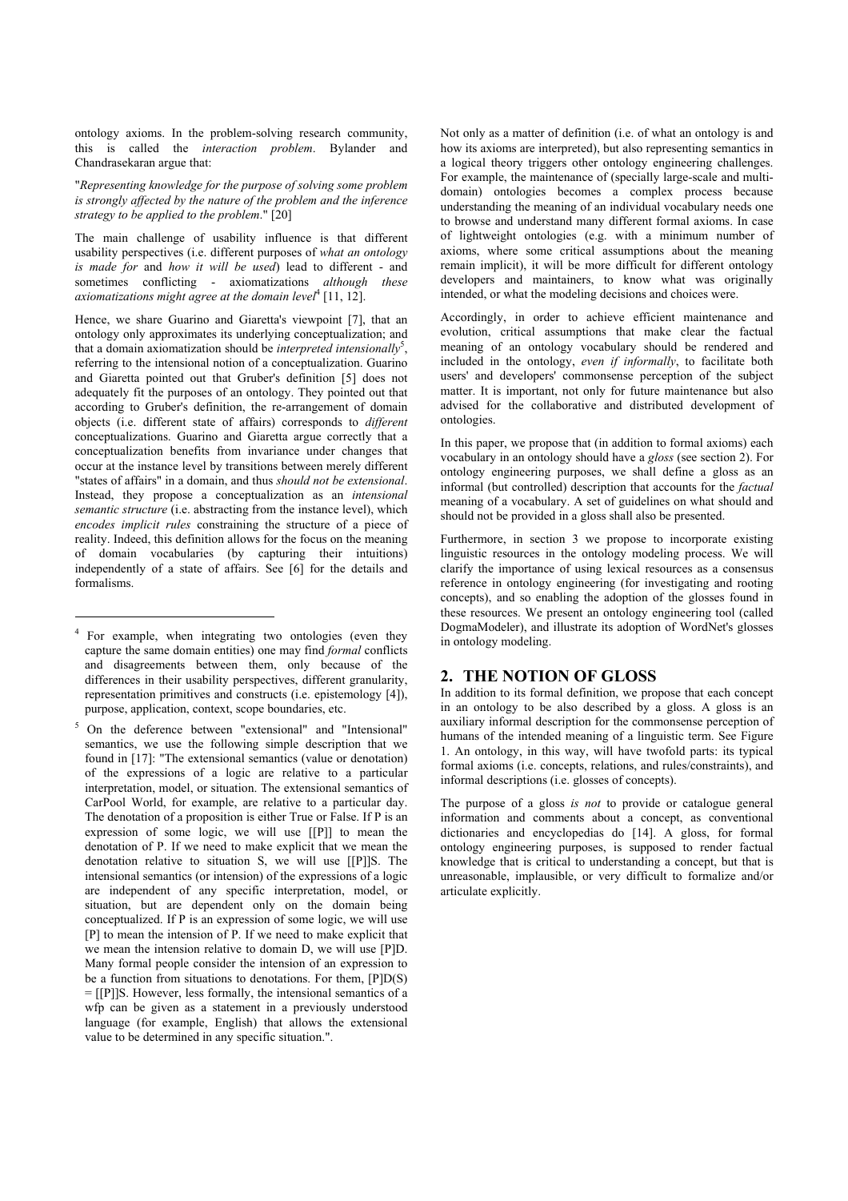ontology axioms. In the problem-solving research community, this is called the *interaction problem*. Bylander and Chandrasekaran argue that:

"*Representing knowledge for the purpose of solving some problem is strongly affected by the nature of the problem and the inference strategy to be applied to the problem*." [20]

The main challenge of usability influence is that different usability perspectives (i.e. different purposes of *what an ontology is made for* and *how it will be used*) lead to different - and sometimes conflicting - axiomatizations *although these axiomatizations might agree at the domain level*[4] [11, 12].

Hence, we share Guarino and Giaretta's viewpoint [7], that an ontology only approximates its underlying conceptualization; and that a domain axiomatization should be *interpreted intensionally*[5], referring to the intensional notion of a conceptualization. Guarino and Giaretta pointed out that Gruber's definition [5] does not adequately fit the purposes of an ontology. They pointed out that according to Gruber's definition, the re-arrangement of domain objects (i.e. different state of affairs) corresponds to *different* conceptualizations. Guarino and Giaretta argue correctly that a conceptualization benefits from invariance under changes that occur at the instance level by transitions between merely different "states of affairs" in a domain, and thus *should not be extensional*. Instead, they propose a conceptualization as an *intensional semantic structure* (i.e. abstracting from the instance level), which *encodes implicit rules* constraining the structure of a piece of reality. Indeed, this definition allows for the focus on the meaning of domain vocabularies (by capturing their intuitions) independently of a state of affairs. See [6] for the details and formalisms.

Not only as a matter of definition (i.e. of what an ontology is and how its axioms are interpreted), but also representing semantics in a logical theory triggers other ontology engineering challenges. For example, the maintenance of (specially large-scale and multi-domain) ontologies becomes a complex process because understanding the meaning of an individual vocabulary needs one to browse and understand many different formal axioms. In case of lightweight ontologies (e.g. with a minimum number of axioms, where some critical assumptions about the meaning remain implicit), it will be more difficult for different ontology developers and maintainers, to know what was originally intended, or what the modeling decisions and choices were.

Accordingly, in order to achieve efficient maintenance and evolution, critical assumptions that make clear the factual meaning of an ontology vocabulary should be rendered and included in the ontology, *even if informally*, to facilitate both users' and developers' commonsense perception of the subject matter. It is important, not only for future maintenance but also advised for the collaborative and distributed development of ontologies.

In this paper, we propose that (in addition to formal axioms) each vocabulary in an ontology should have a *gloss* (see section 2). For ontology engineering purposes, we shall define a gloss as an informal (but controlled) description that accounts for the *factual* meaning of a vocabulary. A set of guidelines on what should and should not be provided in a gloss shall also be presented.

Furthermore, in section 3 we propose to incorporate existing linguistic resources in the ontology modeling process. We will clarify the importance of using lexical resources as a consensus reference in ontology engineering (for investigating and rooting concepts), and so enabling the adoption of the glosses found in these resources. We present an ontology engineering tool (called DogmaModeler), and illustrate its adoption of WordNet's glosses in ontology modeling.

## 2. THE NOTION OF GLOSS

In addition to its formal definition, we propose that each concept in an ontology to be also described by a gloss. A gloss is an auxiliary informal description for the commonsense perception of humans of the intended meaning of a linguistic term. See Figure 1. An ontology, in this way, will have twofold parts: its typical formal axioms (i.e. concepts, relations, and rules/constraints), and informal descriptions (i.e. glosses of concepts).

The purpose of a gloss *is not* to provide or catalogue general information and comments about a concept, as conventional dictionaries and encyclopedias do [14]. A gloss, for formal ontology engineering purposes, is supposed to render factual knowledge that is critical to understanding a concept, but that is unreasonable, implausible, or very difficult to formalize and/or articulate explicitly.

---

[4] For example, when integrating two ontologies (even they capture the same domain entities) one may find *formal* conflicts and disagreements between them, only because of the differences in their usability perspectives, different granularity, representation primitives and constructs (i.e. epistemology [4]), purpose, application, context, scope boundaries, etc.

[5] On the deference between "extensional" and "Intensional" semantics, we use the following simple description that we found in [17]: "The extensional semantics (value or denotation) of the expressions of a logic are relative to a particular interpretation, model, or situation. The extensional semantics of CarPool World, for example, are relative to a particular day. The denotation of a proposition is either True or False. If P is an expression of some logic, we will use [[P]] to mean the denotation of P. If we need to make explicit that we mean the denotation relative to situation S, we will use [[P]]S. The intensional semantics (or intension) of the expressions of a logic are independent of any specific interpretation, model, or situation, but are dependent only on the domain being conceptualized. If P is an expression of some logic, we will use [P] to mean the intension of P. If we need to make explicit that we mean the intension relative to domain D, we will use [P]D. Many formal people consider the intension of an expression to be a function from situations to denotations. For them, [P]D(S) = [[P]]S. However, less formally, the intensional semantics of a wfp can be given as a statement in a previously understood language (for example, English) that allows the extensional value to be determined in any specific situation.".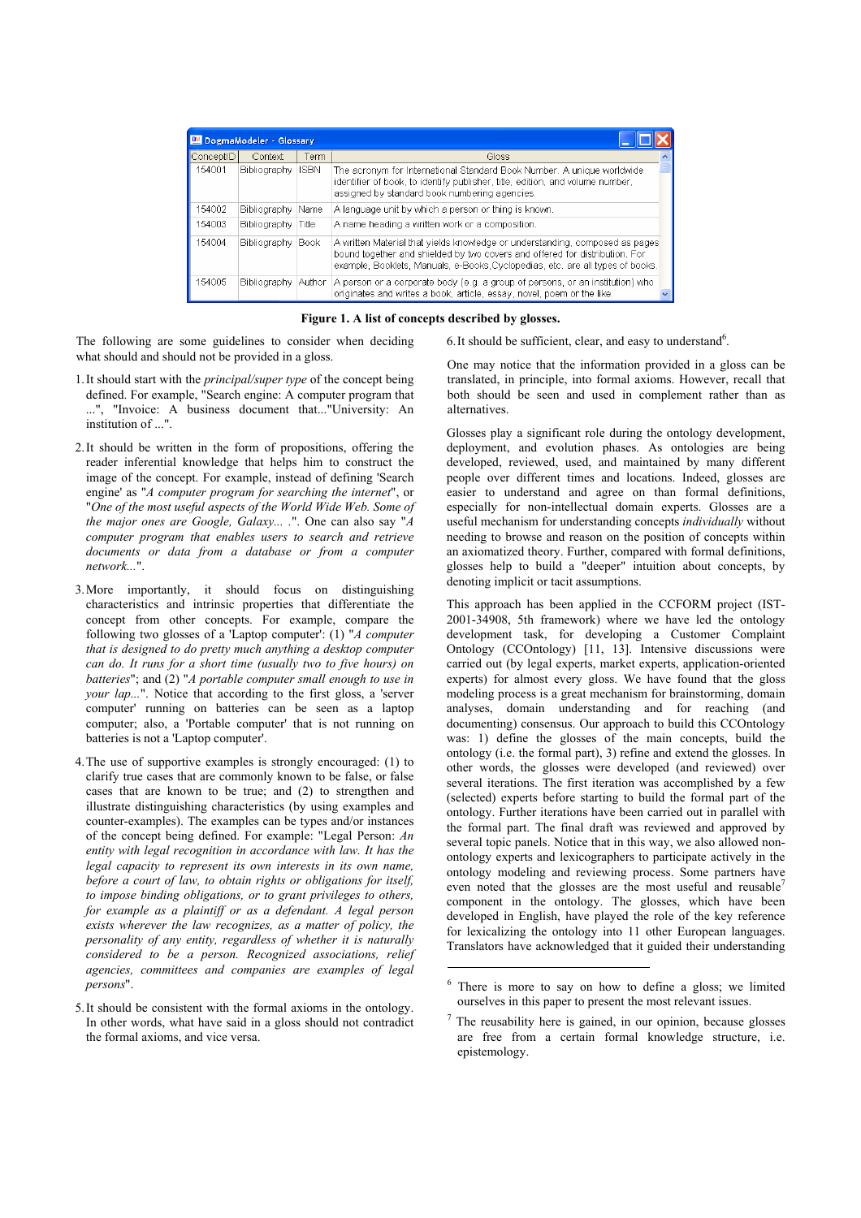| ConceptID | Context | Term | Gloss |
|---|---|---|---|
| 154001 | Bibliography | ISBN | The acronym for International Standard Book Number. A unique worldwide identifier of book, to identify publisher, title, edition, and volume number, assigned by standard book numbering agencies. |
| 154002 | Bibliography | Name | A language unit by which a person or thing is known. |
| 154003 | Bibliography | Title | A name heading a written work or a composition. |
| 154004 | Bibliography | Book | A written Material that yields knowledge or understanding, composed as pages bound together and shielded by two covers and offered for distribution. For example, Booklets, Manuals, e-Books,Cyclopedias, etc. are all types of books. |
| 154005 | Bibliography | Author | A person or a corporate body (e.g. a group of persons, or an institution) who originates and writes a book, article, essay, novel, poem or the like. |

**Figure 1. A list of concepts described by glosses.**

The following are some guidelines to consider when deciding what should and should not be provided in a gloss.

1. It should start with the *principal/super type* of the concept being defined. For example, "Search engine: A computer program that ...", "Invoice: A business document that..."University: An institution of ...".

2. It should be written in the form of propositions, offering the reader inferential knowledge that helps him to construct the image of the concept. For example, instead of defining 'Search engine' as "*A computer program for searching the internet*", or "*One of the most useful aspects of the World Wide Web. Some of the major ones are Google, Galaxy... .*". One can also say "*A computer program that enables users to search and retrieve documents or data from a database or from a computer network...*".

3. More importantly, it should focus on distinguishing characteristics and intrinsic properties that differentiate the concept from other concepts. For example, compare the following two glosses of a 'Laptop computer': (1) "*A computer that is designed to do pretty much anything a desktop computer can do. It runs for a short time (usually two to five hours) on batteries*"; and (2) "*A portable computer small enough to use in your lap...*". Notice that according to the first gloss, a 'server computer' running on batteries can be seen as a laptop computer; also, a 'Portable computer' that is not running on batteries is not a 'Laptop computer'.

4. The use of supportive examples is strongly encouraged: (1) to clarify true cases that are commonly known to be false, or false cases that are known to be true; and (2) to strengthen and illustrate distinguishing characteristics (by using examples and counter-examples). The examples can be types and/or instances of the concept being defined. For example: "Legal Person: *An entity with legal recognition in accordance with law. It has the legal capacity to represent its own interests in its own name, before a court of law, to obtain rights or obligations for itself, to impose binding obligations, or to grant privileges to others, for example as a plaintiff or as a defendant. A legal person exists wherever the law recognizes, as a matter of policy, the personality of any entity, regardless of whether it is naturally considered to be a person. Recognized associations, relief agencies, committees and companies are examples of legal persons*".

5. It should be consistent with the formal axioms in the ontology. In other words, what have said in a gloss should not contradict the formal axioms, and vice versa.

6. It should be sufficient, clear, and easy to understand[6].

One may notice that the information provided in a gloss can be translated, in principle, into formal axioms. However, recall that both should be seen and used in complement rather than as alternatives.

Glosses play a significant role during the ontology development, deployment, and evolution phases. As ontologies are being developed, reviewed, used, and maintained by many different people over different times and locations. Indeed, glosses are easier to understand and agree on than formal definitions, especially for non-intellectual domain experts. Glosses are a useful mechanism for understanding concepts *individually* without needing to browse and reason on the position of concepts within an axiomatized theory. Further, compared with formal definitions, glosses help to build a "deeper" intuition about concepts, by denoting implicit or tacit assumptions.

This approach has been applied in the CCFORM project (IST-2001-34908, 5th framework) where we have led the ontology development task, for developing a Customer Complaint Ontology (CCOntology) [11, 13]. Intensive discussions were carried out (by legal experts, market experts, application-oriented experts) for almost every gloss. We have found that the gloss modeling process is a great mechanism for brainstorming, domain analyses, domain understanding and for reaching (and documenting) consensus. Our approach to build this CCOntology was: 1) define the glosses of the main concepts, build the ontology (i.e. the formal part), 3) refine and extend the glosses. In other words, the glosses were developed (and reviewed) over several iterations. The first iteration was accomplished by a few (selected) experts before starting to build the formal part of the ontology. Further iterations have been carried out in parallel with the formal part. The final draft was reviewed and approved by several topic panels. Notice that in this way, we also allowed non-ontology experts and lexicographers to participate actively in the ontology modeling and reviewing process. Some partners have even noted that the glosses are the most useful and reusable[7] component in the ontology. The glosses, which have been developed in English, have played the role of the key reference for lexicalizing the ontology into 11 other European languages. Translators have acknowledged that it guided their understanding

---

[6] There is more to say on how to define a gloss; we limited ourselves in this paper to present the most relevant issues.

[7] The reusability here is gained, in our opinion, because glosses are free from a certain formal knowledge structure, i.e. epistemology.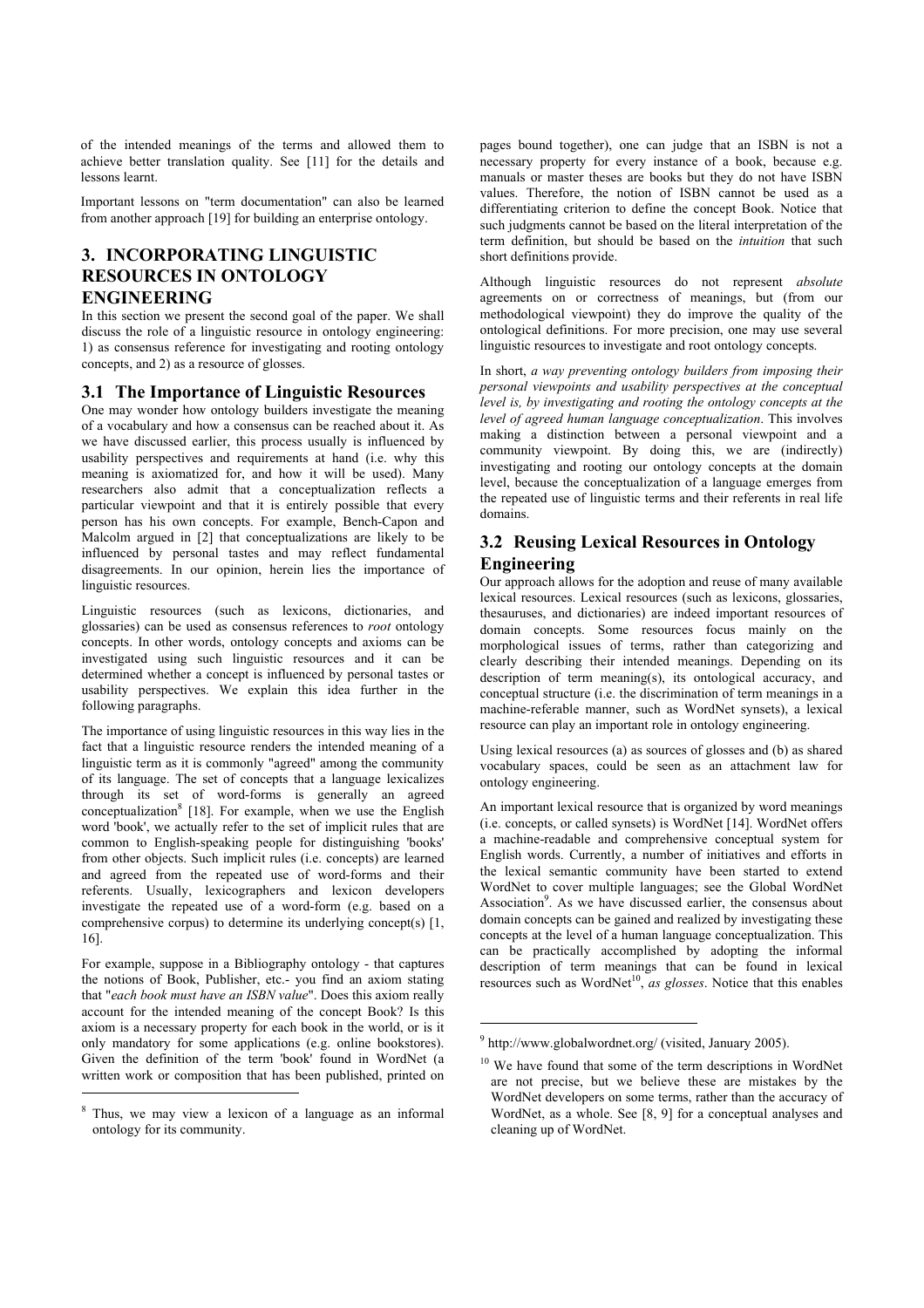of the intended meanings of the terms and allowed them to achieve better translation quality. See [11] for the details and lessons learnt.

Important lessons on "term documentation" can also be learned from another approach [19] for building an enterprise ontology.

## 3. INCORPORATING LINGUISTIC RESOURCES IN ONTOLOGY ENGINEERING

In this section we present the second goal of the paper. We shall discuss the role of a linguistic resource in ontology engineering: 1) as consensus reference for investigating and rooting ontology concepts, and 2) as a resource of glosses.

### 3.1 The Importance of Linguistic Resources

One may wonder how ontology builders investigate the meaning of a vocabulary and how a consensus can be reached about it. As we have discussed earlier, this process usually is influenced by usability perspectives and requirements at hand (i.e. why this meaning is axiomatized for, and how it will be used). Many researchers also admit that a conceptualization reflects a particular viewpoint and that it is entirely possible that every person has his own concepts. For example, Bench-Capon and Malcolm argued in [2] that conceptualizations are likely to be influenced by personal tastes and may reflect fundamental disagreements. In our opinion, herein lies the importance of linguistic resources.

Linguistic resources (such as lexicons, dictionaries, and glossaries) can be used as consensus references to *root* ontology concepts. In other words, ontology concepts and axioms can be investigated using such linguistic resources and it can be determined whether a concept is influenced by personal tastes or usability perspectives. We explain this idea further in the following paragraphs.

The importance of using linguistic resources in this way lies in the fact that a linguistic resource renders the intended meaning of a linguistic term as it is commonly "agreed" among the community of its language. The set of concepts that a language lexicalizes through its set of word-forms is generally an agreed conceptualization[8] [18]. For example, when we use the English word 'book', we actually refer to the set of implicit rules that are common to English-speaking people for distinguishing 'books' from other objects. Such implicit rules (i.e. concepts) are learned and agreed from the repeated use of word-forms and their referents. Usually, lexicographers and lexicon developers investigate the repeated use of a word-form (e.g. based on a comprehensive corpus) to determine its underlying concept(s) [1, 16].

For example, suppose in a Bibliography ontology - that captures the notions of Book, Publisher, etc.- you find an axiom stating that "*each book must have an ISBN value*". Does this axiom really account for the intended meaning of the concept Book? Is this axiom is a necessary property for each book in the world, or is it only mandatory for some applications (e.g. online bookstores). Given the definition of the term 'book' found in WordNet (a written work or composition that has been published, printed on pages bound together), one can judge that an ISBN is not a necessary property for every instance of a book, because e.g. manuals or master theses are books but they do not have ISBN values. Therefore, the notion of ISBN cannot be used as a differentiating criterion to define the concept Book. Notice that such judgments cannot be based on the literal interpretation of the term definition, but should be based on the *intuition* that such short definitions provide.

Although linguistic resources do not represent *absolute* agreements on or correctness of meanings, but (from our methodological viewpoint) they do improve the quality of the ontological definitions. For more precision, one may use several linguistic resources to investigate and root ontology concepts.

In short, *a way preventing ontology builders from imposing their personal viewpoints and usability perspectives at the conceptual level is, by investigating and rooting the ontology concepts at the level of agreed human language conceptualization*. This involves making a distinction between a personal viewpoint and a community viewpoint. By doing this, we are (indirectly) investigating and rooting our ontology concepts at the domain level, because the conceptualization of a language emerges from the repeated use of linguistic terms and their referents in real life domains.

### 3.2 Reusing Lexical Resources in Ontology Engineering

Our approach allows for the adoption and reuse of many available lexical resources. Lexical resources (such as lexicons, glossaries, thesauruses, and dictionaries) are indeed important resources of domain concepts. Some resources focus mainly on the morphological issues of terms, rather than categorizing and clearly describing their intended meanings. Depending on its description of term meaning(s), its ontological accuracy, and conceptual structure (i.e. the discrimination of term meanings in a machine-referable manner, such as WordNet synsets), a lexical resource can play an important role in ontology engineering.

Using lexical resources (a) as sources of glosses and (b) as shared vocabulary spaces, could be seen as an attachment law for ontology engineering.

An important lexical resource that is organized by word meanings (i.e. concepts, or called synsets) is WordNet [14]. WordNet offers a machine-readable and comprehensive conceptual system for English words. Currently, a number of initiatives and efforts in the lexical semantic community have been started to extend WordNet to cover multiple languages; see the Global WordNet Association[9]. As we have discussed earlier, the consensus about domain concepts can be gained and realized by investigating these concepts at the level of a human language conceptualization. This can be practically accomplished by adopting the informal description of term meanings that can be found in lexical resources such as WordNet[10], *as glosses*. Notice that this enables

[8] Thus, we may view a lexicon of a language as an informal ontology for its community.

[9] http://www.globalwordnet.org/ (visited, January 2005).

[10] We have found that some of the term descriptions in WordNet are not precise, but we believe these are mistakes by the WordNet developers on some terms, rather than the accuracy of WordNet, as a whole. See [8, 9] for a conceptual analyses and cleaning up of WordNet.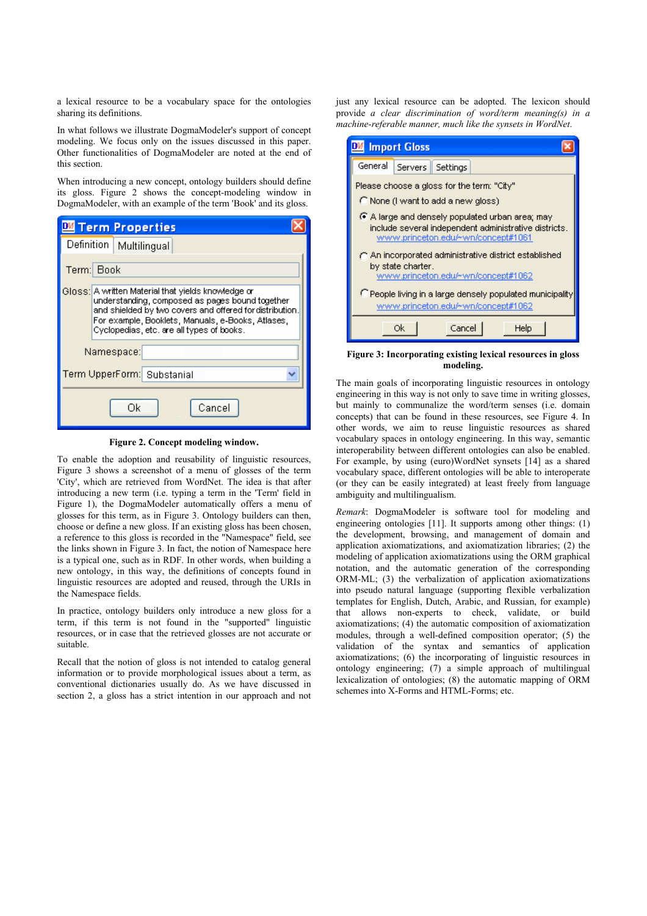a lexical resource to be a vocabulary space for the ontologies sharing its definitions.

In what follows we illustrate DogmaModeler's support of concept modeling. We focus only on the issues discussed in this paper. Other functionalities of DogmaModeler are noted at the end of this section.

When introducing a new concept, ontology builders should define its gloss. Figure 2 shows the concept-modeling window in DogmaModeler, with an example of the term 'Book' and its gloss.

**Figure 2. Concept modeling window.**

To enable the adoption and reusability of linguistic resources, Figure 3 shows a screenshot of a menu of glosses of the term 'City', which are retrieved from WordNet. The idea is that after introducing a new term (i.e. typing a term in the 'Term' field in Figure 1), the DogmaModeler automatically offers a menu of glosses for this term, as in Figure 3. Ontology builders can then, choose or define a new gloss. If an existing gloss has been chosen, a reference to this gloss is recorded in the "Namespace" field, see the links shown in Figure 3. In fact, the notion of Namespace here is a typical one, such as in RDF. In other words, when building a new ontology, in this way, the definitions of concepts found in linguistic resources are adopted and reused, through the URIs in the Namespace fields.

In practice, ontology builders only introduce a new gloss for a term, if this term is not found in the "supported" linguistic resources, or in case that the retrieved glosses are not accurate or suitable.

Recall that the notion of gloss is not intended to catalog general information or to provide morphological issues about a term, as conventional dictionaries usually do. As we have discussed in section 2, a gloss has a strict intention in our approach and not just any lexical resource can be adopted. The lexicon should provide *a clear discrimination of word/term meaning(s) in a machine-referable manner, much like the synsets in WordNet.*

**Figure 3: Incorporating existing lexical resources in gloss modeling.**

The main goals of incorporating linguistic resources in ontology engineering in this way is not only to save time in writing glosses, but mainly to communicate the word/term senses (i.e. domain concepts) that can be found in these resources, see Figure 4. In other words, we aim to reuse linguistic resources as shared vocabulary spaces in ontology engineering. In this way, semantic interoperability between different ontologies can also be enabled. For example, by using (euro)WordNet synsets [14] as a shared vocabulary space, different ontologies will be able to interoperate (or they can be easily integrated) at least freely from language ambiguity and multilingualism.

*Remark*: DogmaModeler is software tool for modeling and engineering ontologies [11]. It supports among other things: (1) the development, browsing, and management of domain and application axiomatizations, and axiomatization libraries; (2) the modeling of application axiomatizations using the ORM graphical notation, and the automatic generation of the corresponding ORM-ML; (3) the verbalization of application axiomatizations into pseudo natural language (supporting flexible verbalization templates for English, Dutch, Arabic, and Russian, for example) that allows non-experts to check, validate, or build axiomatizations; (4) the automatic composition of axiomatization modules, through a well-defined composition operator; (5) the validation of the syntax and semantics of application axiomatizations; (6) the incorporating of linguistic resources in ontology engineering; (7) a simple approach of multilingual lexicalization of ontologies; (8) the automatic mapping of ORM schemes into X-Forms and HTML-Forms; etc.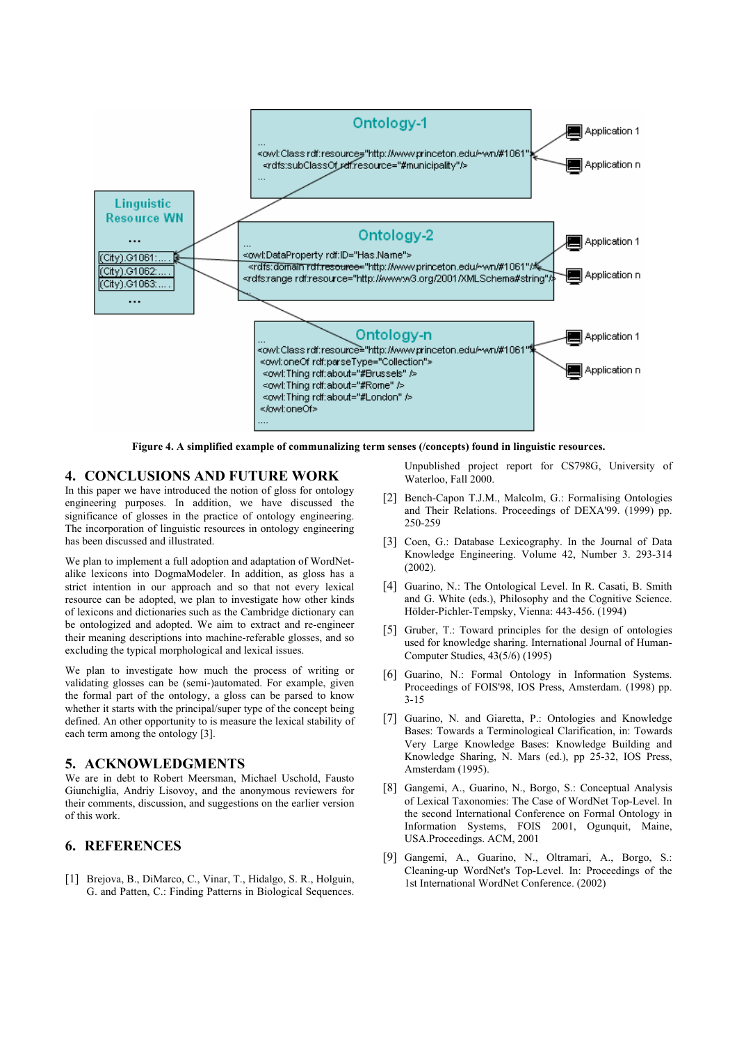**Figure 4. A simplified example of communalizing term senses (/concepts) found in linguistic resources.**

## 4. CONCLUSIONS AND FUTURE WORK

In this paper we have introduced the notion of gloss for ontology engineering purposes. In addition, we have discussed the significance of glosses in the practice of ontology engineering. The incorporation of linguistic resources in ontology engineering has been discussed and illustrated.

We plan to implement a full adoption and adaptation of WordNet-alike lexicons into DogmaModeler. In addition, as gloss has a strict intention in our approach and so that not every lexical resource can be adopted, we plan to investigate how other kinds of lexicons and dictionaries such as the Cambridge dictionary can be ontologized and adopted. We aim to extract and re-engineer their meaning descriptions into machine-referable glosses, and so excluding the typical morphological and lexical issues.

We plan to investigate how much the process of writing or validating glosses can be (semi-)automated. For example, given the formal part of the ontology, a gloss can be parsed to know whether it starts with the principal/super type of the concept being defined. An other opportunity to is measure the lexical stability of each term among the ontology [3].

## 5. ACKNOWLEDGMENTS

We are in debt to Robert Meersman, Michael Uschold, Fausto Giunchiglia, Andriy Lisovoy, and the anonymous reviewers for their comments, discussion, and suggestions on the earlier version of this work.

## 6. REFERENCES

[1] Brejova, B., DiMarco, C., Vinar, T., Hidalgo, S. R., Holguin, G. and Patten, C.: Finding Patterns in Biological Sequences. Unpublished project report for CS798G, University of Waterloo, Fall 2000.

[2] Bench-Capon T.J.M., Malcolm, G.: Formalising Ontologies and Their Relations. Proceedings of DEXA'99. (1999) pp. 250-259

[3] Coen, G.: Database Lexicography. In the Journal of Data Knowledge Engineering. Volume 42, Number 3. 293-314 (2002).

[4] Guarino, N.: The Ontological Level. In R. Casati, B. Smith and G. White (eds.), Philosophy and the Cognitive Science. Hölder-Pichler-Tempsky, Vienna: 443-456. (1994)

[5] Gruber, T.: Toward principles for the design of ontologies used for knowledge sharing. International Journal of Human-Computer Studies, 43(5/6) (1995)

[6] Guarino, N.: Formal Ontology in Information Systems. Proceedings of FOIS'98, IOS Press, Amsterdam. (1998) pp. 3-15

[7] Guarino, N. and Giaretta, P.: Ontologies and Knowledge Bases: Towards a Terminological Clarification, in: Towards Very Large Knowledge Bases: Knowledge Building and Knowledge Sharing, N. Mars (ed.), pp 25-32, IOS Press, Amsterdam (1995).

[8] Gangemi, A., Guarino, N., Borgo, S.: Conceptual Analysis of Lexical Taxonomies: The Case of WordNet Top-Level. In the second International Conference on Formal Ontology in Information Systems, FOIS 2001, Ogunquit, Maine, USA.Proceedings. ACM, 2001

[9] Gangemi, A., Guarino, N., Oltramari, A., Borgo, S.: Cleaning-up WordNet's Top-Level. In: Proceedings of the 1st International WordNet Conference. (2002)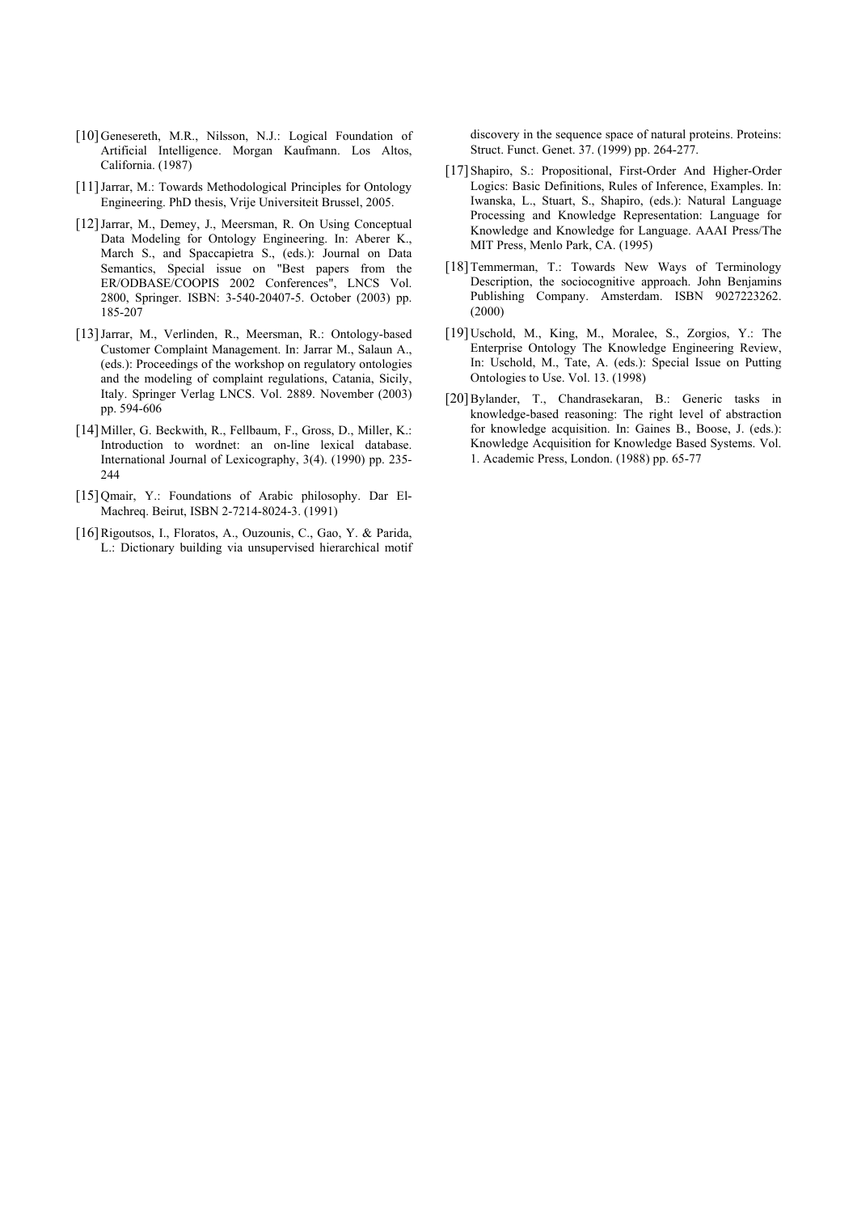[10] Genesereth, M.R., Nilsson, N.J.: Logical Foundation of Artificial Intelligence. Morgan Kaufmann. Los Altos, California. (1987)

[11] Jarrar, M.: Towards Methodological Principles for Ontology Engineering. PhD thesis, Vrije Universiteit Brussel, 2005.

[12] Jarrar, M., Demey, J., Meersman, R. On Using Conceptual Data Modeling for Ontology Engineering. In: Aberer K., March S., and Spaccapietra S., (eds.): Journal on Data Semantics, Special issue on "Best papers from the ER/ODBASE/COOPIS 2002 Conferences", LNCS Vol. 2800, Springer. ISBN: 3-540-20407-5. October (2003) pp. 185-207

[13] Jarrar, M., Verlinden, R., Meersman, R.: Ontology-based Customer Complaint Management. In: Jarrar M., Salaun A., (eds.): Proceedings of the workshop on regulatory ontologies and the modeling of complaint regulations, Catania, Sicily, Italy. Springer Verlag LNCS. Vol. 2889. November (2003) pp. 594-606

[14] Miller, G. Beckwith, R., Fellbaum, F., Gross, D., Miller, K.: Introduction to wordnet: an on-line lexical database. International Journal of Lexicography, 3(4). (1990) pp. 235-244

[15] Qmair, Y.: Foundations of Arabic philosophy. Dar El-Machreq. Beirut, ISBN 2-7214-8024-3. (1991)

[16] Rigoutsos, I., Floratos, A., Ouzounis, C., Gao, Y. & Parida, L.: Dictionary building via unsupervised hierarchical motif discovery in the sequence space of natural proteins. Proteins: Struct. Funct. Genet. 37. (1999) pp. 264-277.

[17] Shapiro, S.: Propositional, First-Order And Higher-Order Logics: Basic Definitions, Rules of Inference, Examples. In: Iwanska, L., Stuart, S., Shapiro, (eds.): Natural Language Processing and Knowledge Representation: Language for Knowledge and Knowledge for Language. AAAI Press/The MIT Press, Menlo Park, CA. (1995)

[18] Temmerman, T.: Towards New Ways of Terminology Description, the sociocognitive approach. John Benjamins Publishing Company. Amsterdam. ISBN 9027223262. (2000)

[19] Uschold, M., King, M., Moralee, S., Zorgios, Y.: The Enterprise Ontology The Knowledge Engineering Review, In: Uschold, M., Tate, A. (eds.): Special Issue on Putting Ontologies to Use. Vol. 13. (1998)

[20] Bylander, T., Chandrasekaran, B.: Generic tasks in knowledge-based reasoning: The right level of abstraction for knowledge acquisition. In: Gaines B., Boose, J. (eds.): Knowledge Acquisition for Knowledge Based Systems. Vol. 1. Academic Press, London. (1988) pp. 65-77